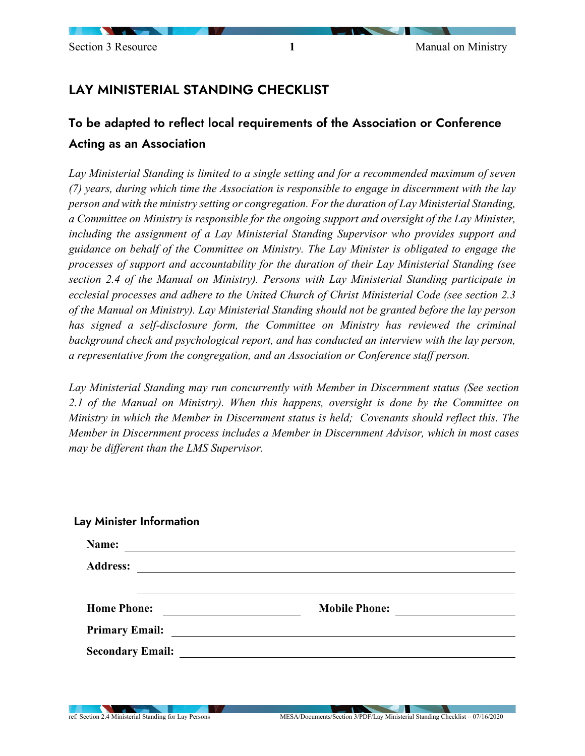# LAY MINISTERIAL STANDING CHECKLIST

## To be adapted to reflect local requirements of the Association or Conference Acting as an Association

*Lay Ministerial Standing is limited to a single setting and for a recommended maximum of seven (7) years, during which time the Association is responsible to engage in discernment with the lay person and with the ministry setting or congregation. For the duration of Lay Ministerial Standing, a Committee on Ministry is responsible for the ongoing support and oversight of the Lay Minister, including the assignment of a Lay Ministerial Standing Supervisor who provides support and guidance on behalf of the Committee on Ministry. The Lay Minister is obligated to engage the processes of support and accountability for the duration of their Lay Ministerial Standing (see section 2.4 of the Manual on Ministry). Persons with Lay Ministerial Standing participate in ecclesial processes and adhere to the United Church of Christ Ministerial Code (see section 2.3 of the Manual on Ministry). Lay Ministerial Standing should not be granted before the lay person has signed a self-disclosure form, the Committee on Ministry has reviewed the criminal background check and psychological report, and has conducted an interview with the lay person, a representative from the congregation, and an Association or Conference staff person.*

*Lay Ministerial Standing may run concurrently with Member in Discernment status (See section 2.1 of the Manual on Ministry). When this happens, oversight is done by the Committee on Ministry in which the Member in Discernment status is held; Covenants should reflect this. The Member in Discernment process includes a Member in Discernment Advisor, which in most cases may be different than the LMS Supervisor.*

### Lay Minister Information

**Name:** ____________________________________________

**Address:** ____________________________________________

____________________________________________

**Home Phone:** ____________________ **Mobile Phone:** ____________________

**Primary Email:** ____________________________________________

**Secondary Email:** ____________________________________________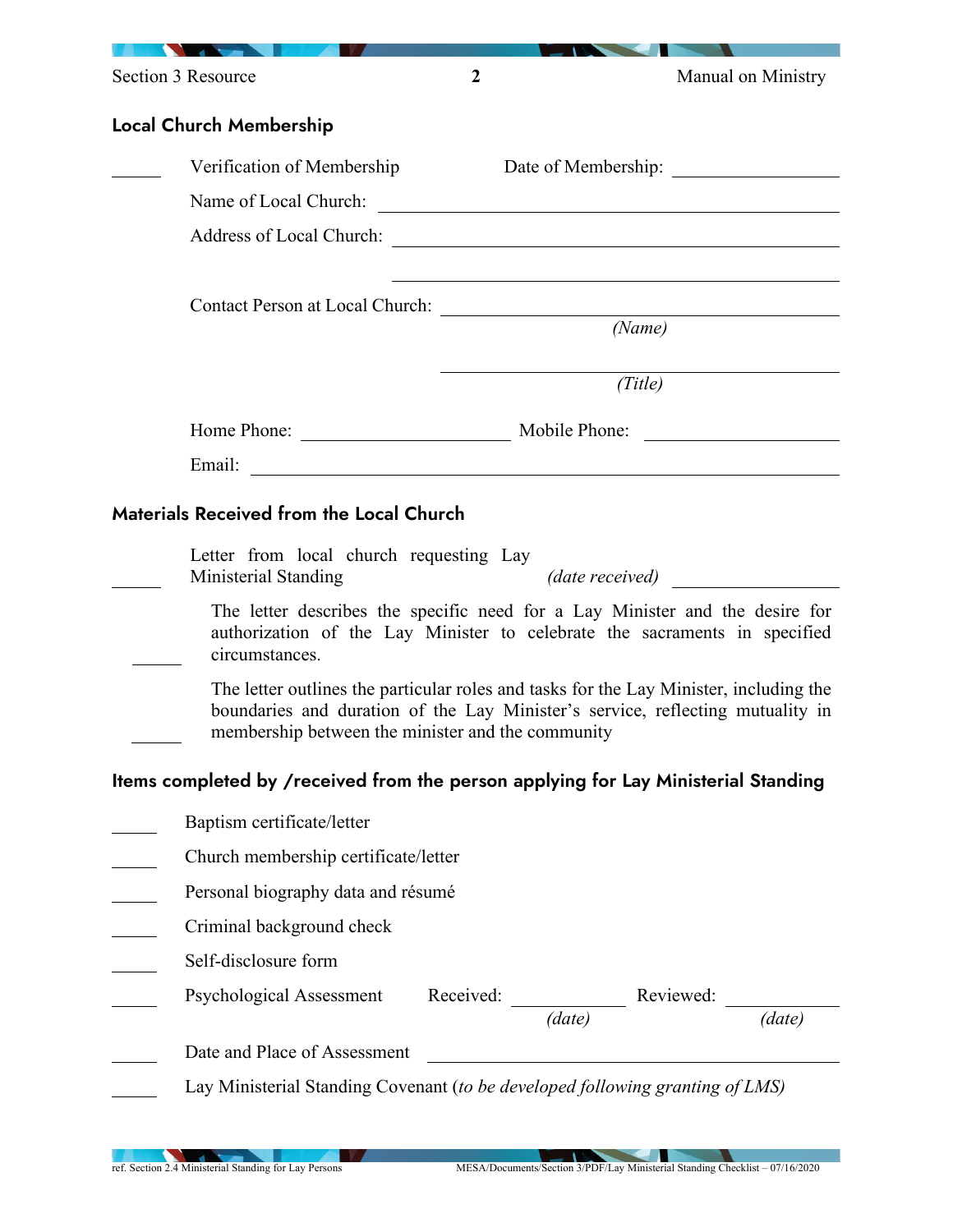## Local Church Membership

_____ Verification of Membership Date of Membership: ____________

Name of Local Church: ______________________________

Address of Local Church: ______________________________

______________________________

Contact Person at Local Church: ______________________________
*(Name)*

______________________________
*(Title)*

Home Phone: ____________ Mobile Phone: ____________

Email: ______________________________

## Materials Received from the Local Church

_____ Letter from local church requesting Lay Ministerial Standing *(date received)* ____________

_____ The letter describes the specific need for a Lay Minister and the desire for authorization of the Lay Minister to celebrate the sacraments in specified circumstances.

_____ The letter outlines the particular roles and tasks for the Lay Minister, including the boundaries and duration of the Lay Minister's service, reflecting mutuality in membership between the minister and the community

## Items completed by /received from the person applying for Lay Ministerial Standing

_____ Baptism certificate/letter

_____ Church membership certificate/letter

_____ Personal biography data and résumé

_____ Criminal background check

_____ Self-disclosure form

_____ Psychological Assessment Received: ____________ *(date)* Reviewed: ____________ *(date)*

_____ Date and Place of Assessment ______________________________

_____ Lay Ministerial Standing Covenant (*to be developed following granting of LMS)*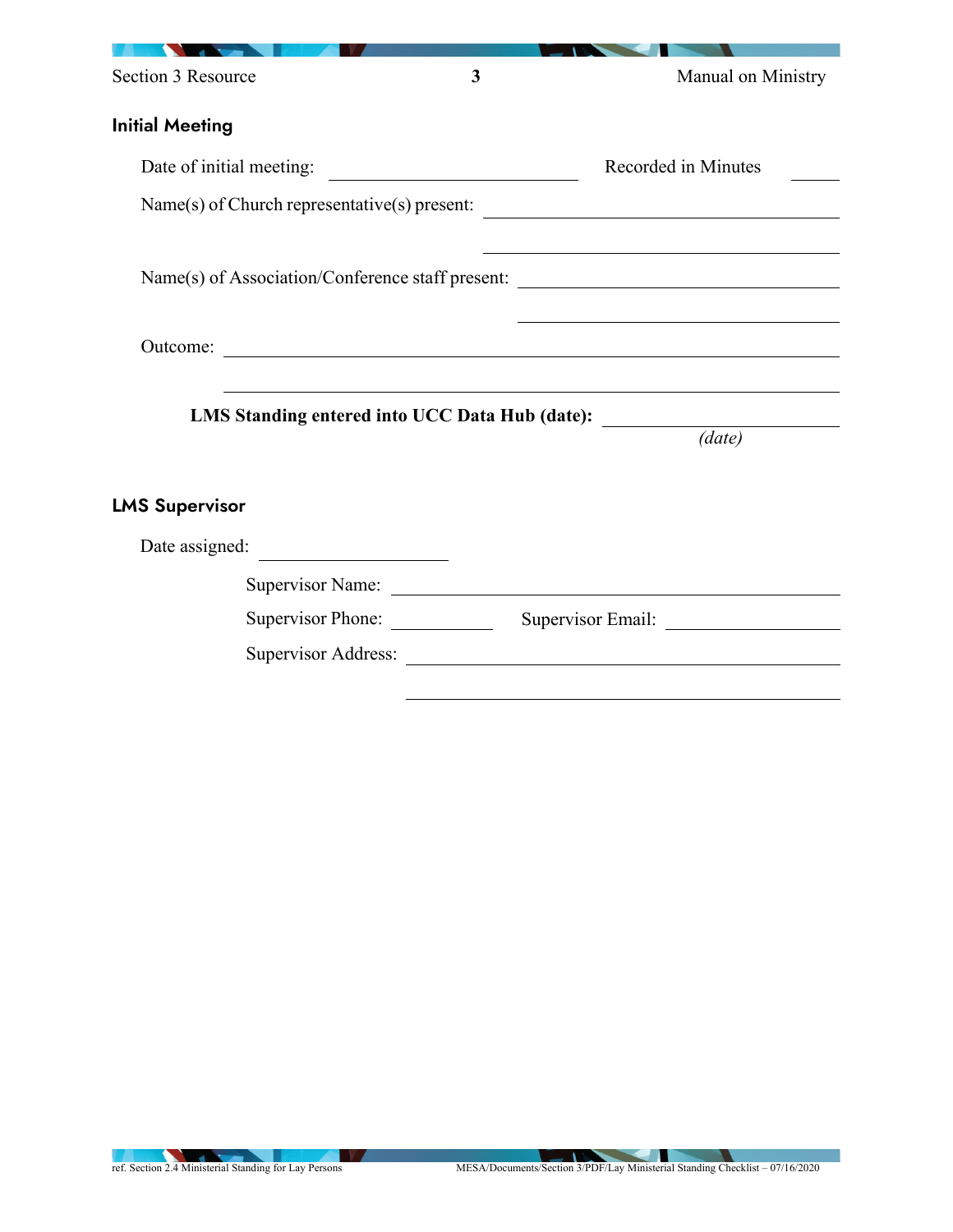## Initial Meeting

Date of initial meeting: ______________________ Recorded in Minutes ____

Name(s) of Church representative(s) present: ______________________

______________________

Name(s) of Association/Conference staff present: ______________________

______________________

Outcome: ______________________

______________________

**LMS Standing entered into UCC Data Hub (date):** ______________________
*(date)*

## LMS Supervisor

Date assigned: ______________________

Supervisor Name: ______________________

Supervisor Phone: __________ Supervisor Email: ______________________

Supervisor Address: ______________________

______________________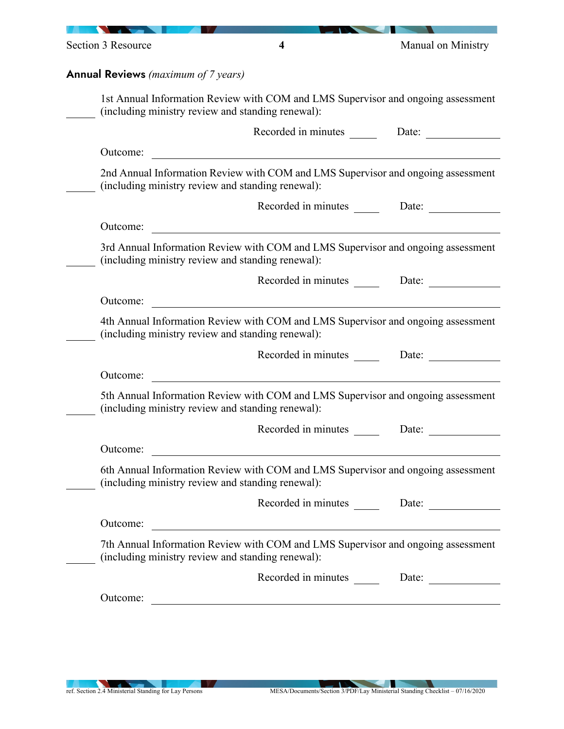**Annual Reviews** *(maximum of 7 years)*

\_\_\_\_\_ 1st Annual Information Review with COM and LMS Supervisor and ongoing assessment (including ministry review and standing renewal):

Recorded in minutes \_\_\_\_\_ Date: \_\_\_\_\_\_\_\_\_\_\_\_

Outcome: \_\_\_\_\_\_\_\_\_\_\_\_\_\_\_\_\_\_\_\_\_\_\_\_\_\_\_\_\_\_\_\_\_\_\_\_\_\_\_\_

\_\_\_\_\_ 2nd Annual Information Review with COM and LMS Supervisor and ongoing assessment (including ministry review and standing renewal):

Recorded in minutes \_\_\_\_\_ Date: \_\_\_\_\_\_\_\_\_\_\_\_

Outcome: \_\_\_\_\_\_\_\_\_\_\_\_\_\_\_\_\_\_\_\_\_\_\_\_\_\_\_\_\_\_\_\_\_\_\_\_\_\_\_\_

\_\_\_\_\_ 3rd Annual Information Review with COM and LMS Supervisor and ongoing assessment (including ministry review and standing renewal):

Recorded in minutes \_\_\_\_\_ Date: \_\_\_\_\_\_\_\_\_\_\_\_

Outcome: \_\_\_\_\_\_\_\_\_\_\_\_\_\_\_\_\_\_\_\_\_\_\_\_\_\_\_\_\_\_\_\_\_\_\_\_\_\_\_\_

\_\_\_\_\_ 4th Annual Information Review with COM and LMS Supervisor and ongoing assessment (including ministry review and standing renewal):

Recorded in minutes \_\_\_\_\_ Date: \_\_\_\_\_\_\_\_\_\_\_\_

Outcome: \_\_\_\_\_\_\_\_\_\_\_\_\_\_\_\_\_\_\_\_\_\_\_\_\_\_\_\_\_\_\_\_\_\_\_\_\_\_\_\_

\_\_\_\_\_ 5th Annual Information Review with COM and LMS Supervisor and ongoing assessment (including ministry review and standing renewal):

Recorded in minutes \_\_\_\_\_ Date: \_\_\_\_\_\_\_\_\_\_\_\_

Outcome: \_\_\_\_\_\_\_\_\_\_\_\_\_\_\_\_\_\_\_\_\_\_\_\_\_\_\_\_\_\_\_\_\_\_\_\_\_\_\_\_

\_\_\_\_\_ 6th Annual Information Review with COM and LMS Supervisor and ongoing assessment (including ministry review and standing renewal):

Recorded in minutes \_\_\_\_\_ Date: \_\_\_\_\_\_\_\_\_\_\_\_

Outcome: \_\_\_\_\_\_\_\_\_\_\_\_\_\_\_\_\_\_\_\_\_\_\_\_\_\_\_\_\_\_\_\_\_\_\_\_\_\_\_\_

\_\_\_\_\_ 7th Annual Information Review with COM and LMS Supervisor and ongoing assessment (including ministry review and standing renewal):

Recorded in minutes \_\_\_\_\_ Date: \_\_\_\_\_\_\_\_\_\_\_\_

Outcome: \_\_\_\_\_\_\_\_\_\_\_\_\_\_\_\_\_\_\_\_\_\_\_\_\_\_\_\_\_\_\_\_\_\_\_\_\_\_\_\_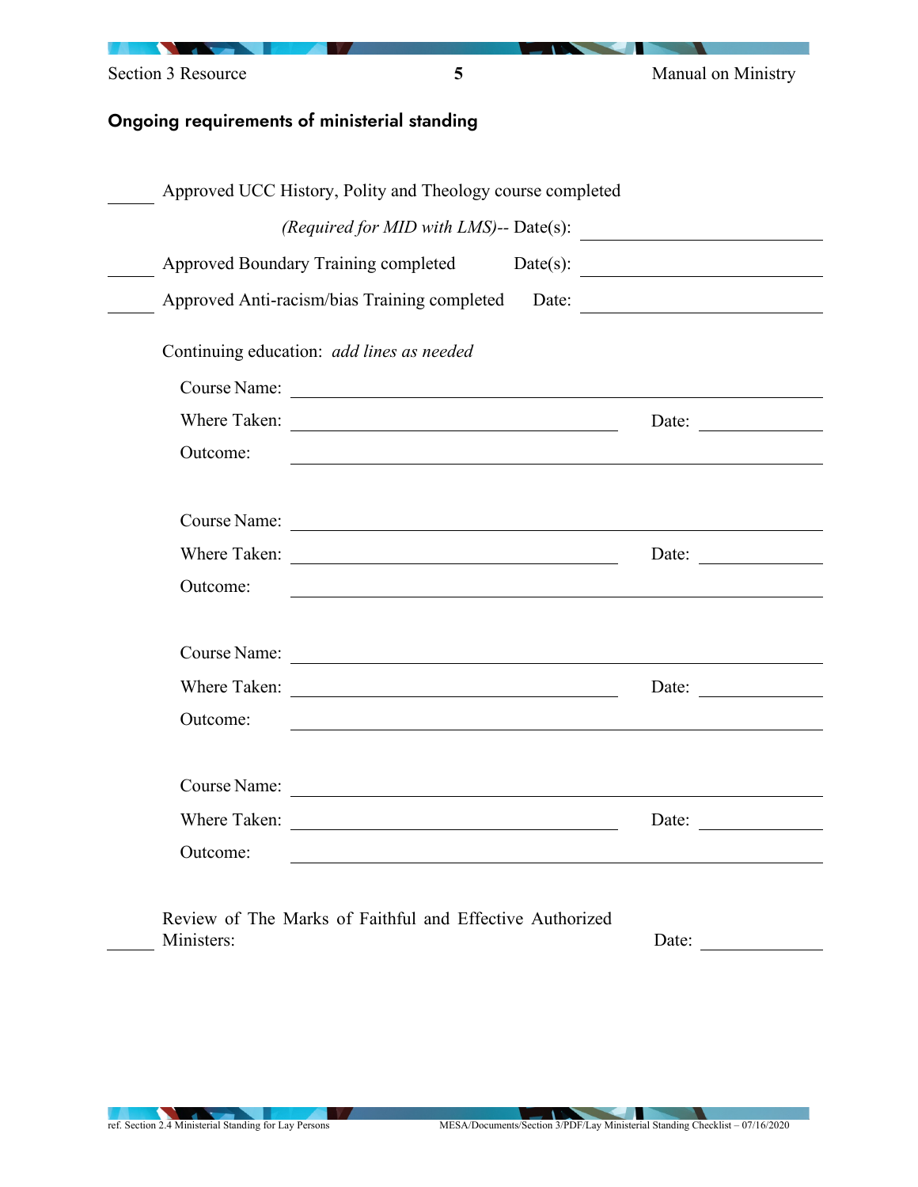## Ongoing requirements of ministerial standing

______ Approved UCC History, Polity and Theology course completed

*(Required for MID with LMS)*-- Date(s): ______________________

______ Approved Boundary Training completed Date(s): ______________________

______ Approved Anti-racism/bias Training completed Date: ______________________

Continuing education: *add lines as needed*

Course Name: ______________________________________________

Where Taken: ______________________________ Date: ____________

Outcome: ______________________________________________

Course Name: ______________________________________________

Where Taken: ______________________________ Date: ____________

Outcome: ______________________________________________

Course Name: ______________________________________________

Where Taken: ______________________________ Date: ____________

Outcome: ______________________________________________

Course Name: ______________________________________________

Where Taken: ______________________________ Date: ____________

Outcome: ______________________________________________

______ Review of The Marks of Faithful and Effective Authorized Ministers: Date: ____________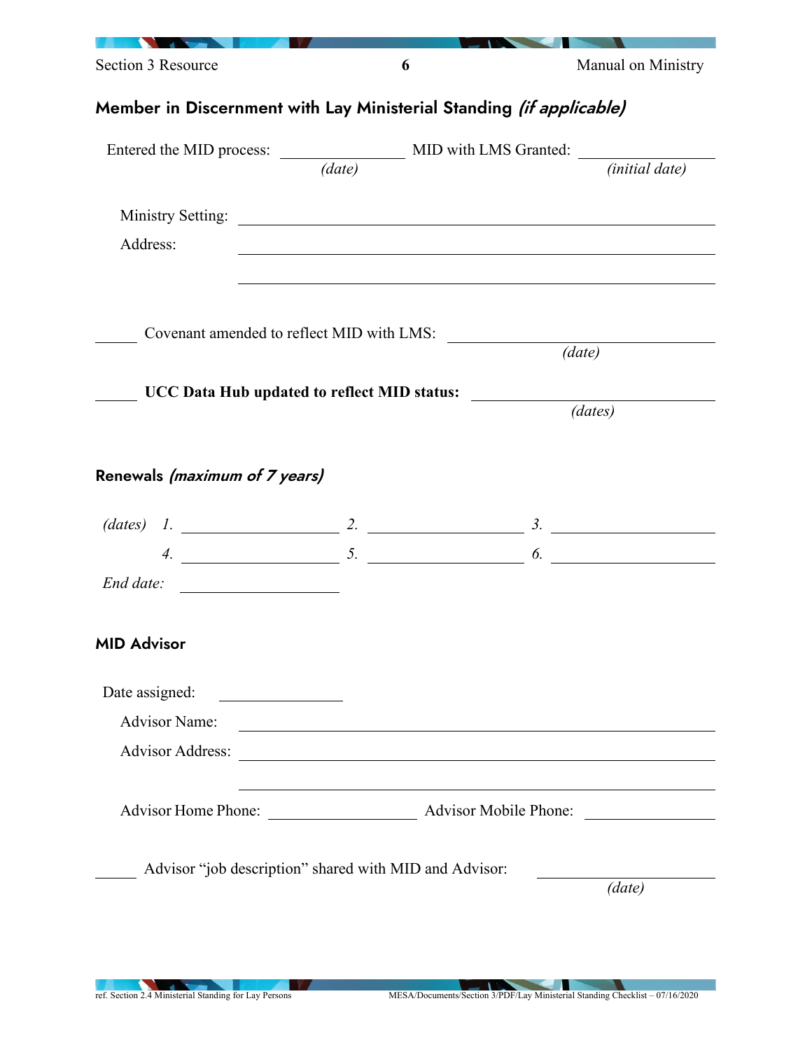## Member in Discernment with Lay Ministerial Standing *(if applicable)*

Entered the MID process: ______________ MID with LMS Granted: ______________
*(date)* *(initial date)*

Ministry Setting: ________________________________________

Address: ________________________________________

________________________________________

_____ Covenant amended to reflect MID with LMS: ______________
*(date)*

_____ **UCC Data Hub updated to reflect MID status:** ______________
*(dates)*

## Renewals *(maximum of 7 years)*

*(dates)* *1.* ______________ *2.* ______________ *3.* ______________

*4.* ______________ *5.* ______________ *6.* ______________

*End date:* ______________

## MID Advisor

Date assigned: ______________

Advisor Name: ________________________________________

Advisor Address: ________________________________________

________________________________________

Advisor Home Phone: ______________ Advisor Mobile Phone: ______________

_____ Advisor "job description" shared with MID and Advisor: ______________
*(date)*

ref. Section 2.4 Ministerial Standing for Lay Persons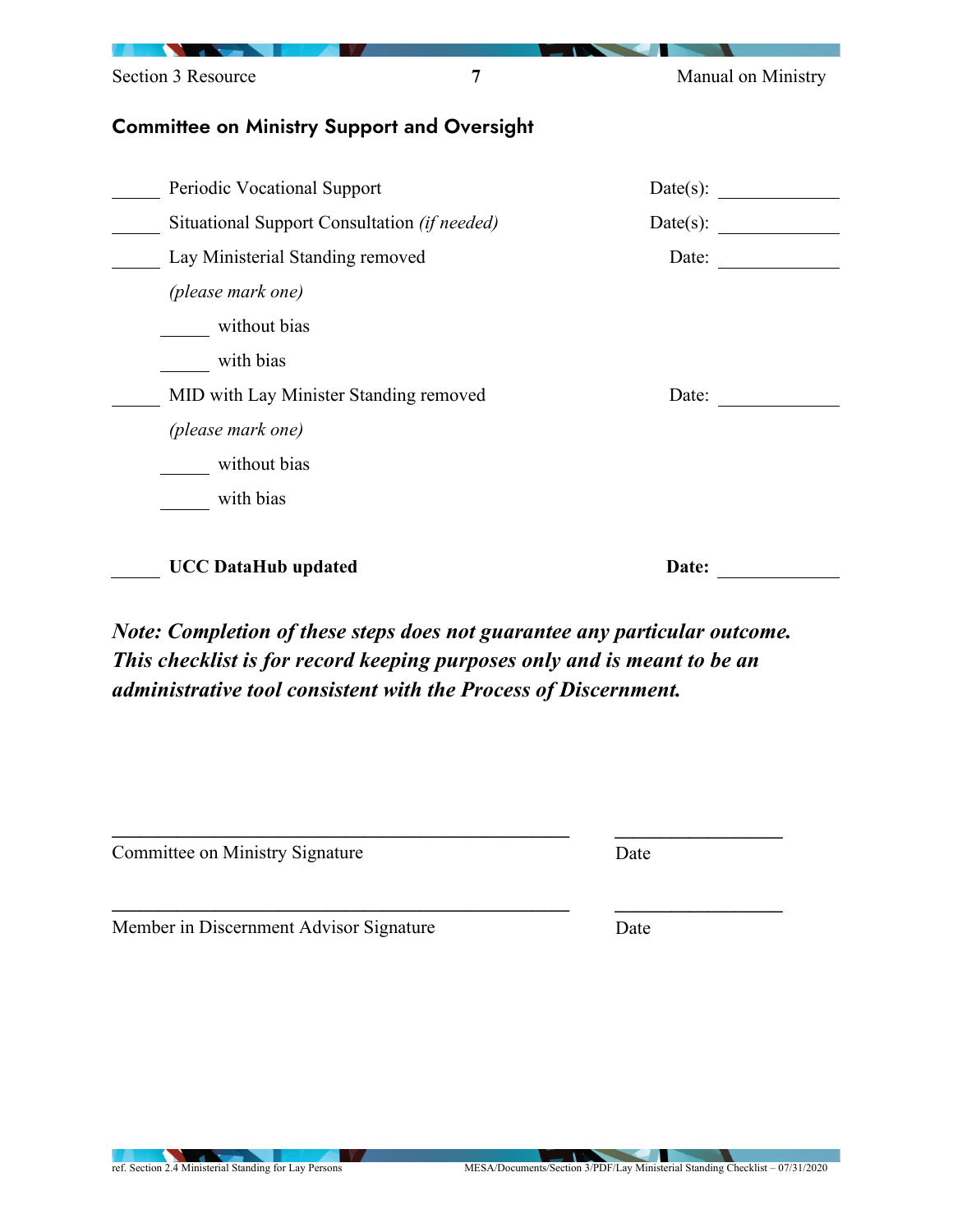## Committee on Ministry Support and Oversight

_____ Periodic Vocational Support Date(s): ____________

_____ Situational Support Consultation *(if needed)* Date(s): ____________

_____ Lay Ministerial Standing removed Date: ____________

*(please mark one)*

_____ without bias

_____ with bias

_____ MID with Lay Minister Standing removed Date: ____________

*(please mark one)*

_____ without bias

_____ with bias

_____ **UCC DataHub updated** **Date:** ____________

***Note: Completion of these steps does not guarantee any particular outcome. This checklist is for record keeping purposes only and is meant to be an administrative tool consistent with the Process of Discernment.***

_____________________________________________ _______________

Committee on Ministry Signature Date

_____________________________________________ _______________

Member in Discernment Advisor Signature Date

ref. Section 2.4 Ministerial Standing for Lay Persons

MESA/Documents/Section 3/PDF/Lay Ministerial Standing Checklist – 07/31/2020